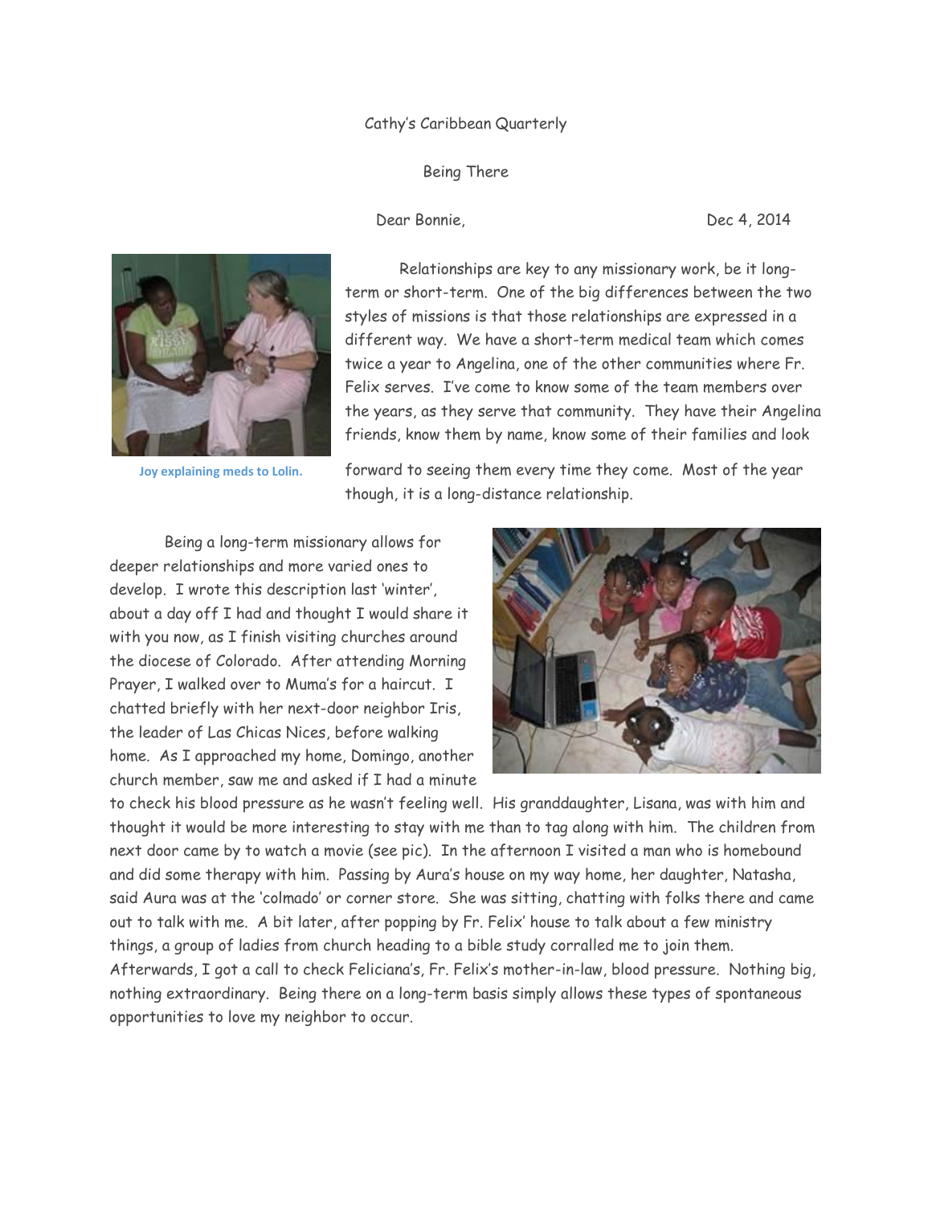Cathy's Caribbean Quarterly

Being There

Dear Bonnie, Dec 4, 2014

Joy explaining meds to Lolin.

Relationships are key to any missionary work, be it long-term or short-term. One of the big differences between the two styles of missions is that those relationships are expressed in a different way. We have a short-term medical team which comes twice a year to Angelina, one of the other communities where Fr. Felix serves. I've come to know some of the team members over the years, as they serve that community. They have their Angelina friends, know them by name, know some of their families and look forward to seeing them every time they come. Most of the year though, it is a long-distance relationship.

Being a long-term missionary allows for deeper relationships and more varied ones to develop. I wrote this description last 'winter', about a day off I had and thought I would share it with you now, as I finish visiting churches around the diocese of Colorado. After attending Morning Prayer, I walked over to Muma's for a haircut. I chatted briefly with her next-door neighbor Iris, the leader of Las Chicas Nices, before walking home. As I approached my home, Domingo, another church member, saw me and asked if I had a minute to check his blood pressure as he wasn't feeling well. His granddaughter, Lisana, was with him and thought it would be more interesting to stay with me than to tag along with him. The children from next door came by to watch a movie (see pic). In the afternoon I visited a man who is homebound and did some therapy with him. Passing by Aura's house on my way home, her daughter, Natasha, said Aura was at the 'colmado' or corner store. She was sitting, chatting with folks there and came out to talk with me. A bit later, after popping by Fr. Felix' house to talk about a few ministry things, a group of ladies from church heading to a bible study corralled me to join them. Afterwards, I got a call to check Feliciana's, Fr. Felix's mother-in-law, blood pressure. Nothing big, nothing extraordinary. Being there on a long-term basis simply allows these types of spontaneous opportunities to love my neighbor to occur.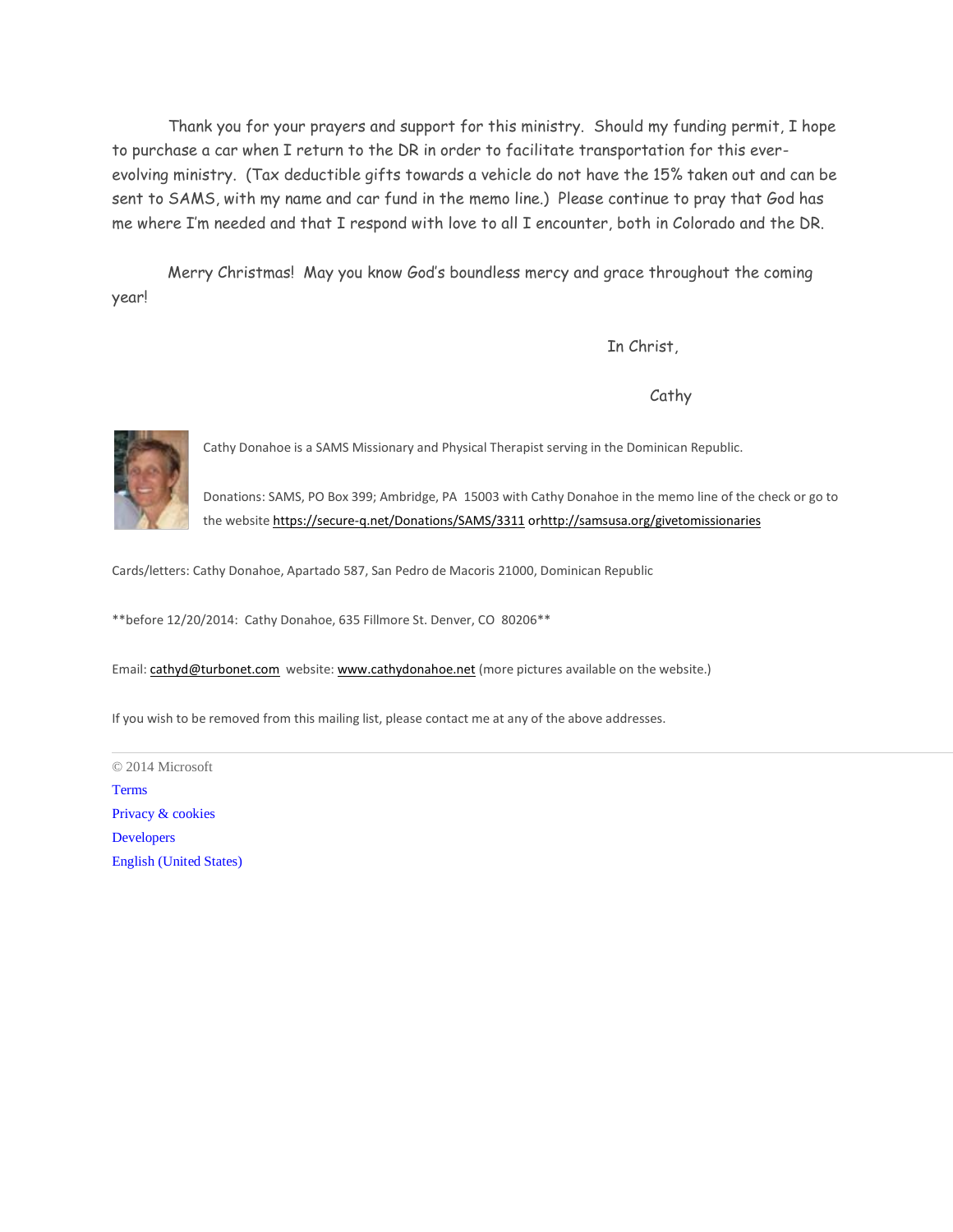Thank you for your prayers and support for this ministry. Should my funding permit, I hope to purchase a car when I return to the DR in order to facilitate transportation for this ever-evolving ministry. (Tax deductible gifts towards a vehicle do not have the 15% taken out and can be sent to SAMS, with my name and car fund in the memo line.) Please continue to pray that God has me where I'm needed and that I respond with love to all I encounter, both in Colorado and the DR.

Merry Christmas! May you know God's boundless mercy and grace throughout the coming year!

In Christ,

Cathy

Cathy Donahoe is a SAMS Missionary and Physical Therapist serving in the Dominican Republic.

Donations: SAMS, PO Box 399; Ambridge, PA 15003 with Cathy Donahoe in the memo line of the check or go to the website https://secure-q.net/Donations/SAMS/3311 orhttp://samsusa.org/givetomissionaries

Cards/letters: Cathy Donahoe, Apartado 587, San Pedro de Macoris 21000, Dominican Republic

**before 12/20/2014: Cathy Donahoe, 635 Fillmore St. Denver, CO 80206**

Email: cathyd@turbonet.com website: www.cathydonahoe.net (more pictures available on the website.)

If you wish to be removed from this mailing list, please contact me at any of the above addresses.

---

© 2014 Microsoft

Terms

Privacy & cookies

Developers

English (United States)